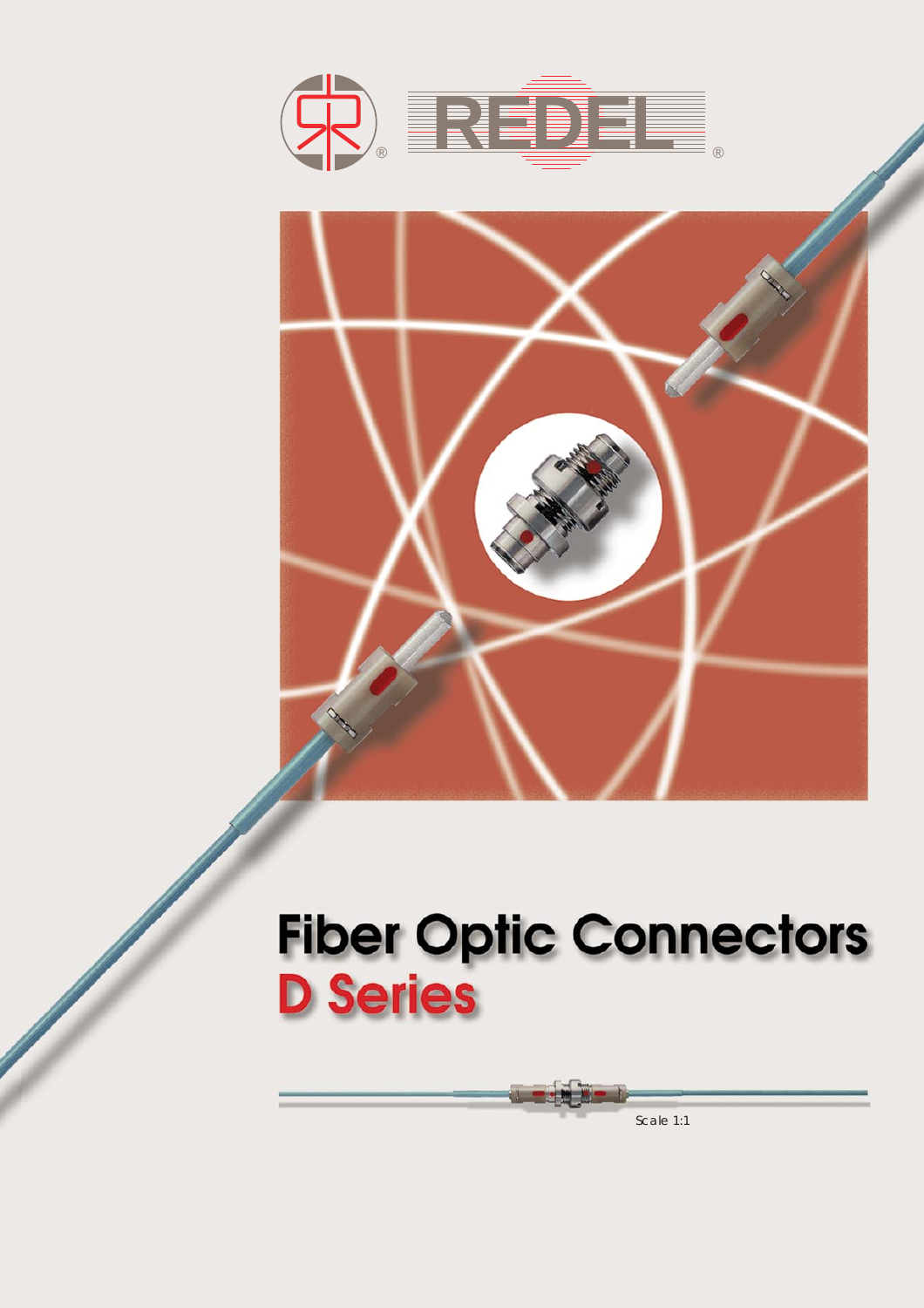REDEL

# Fiber Optic Connectors
## D Series

Scale 1:1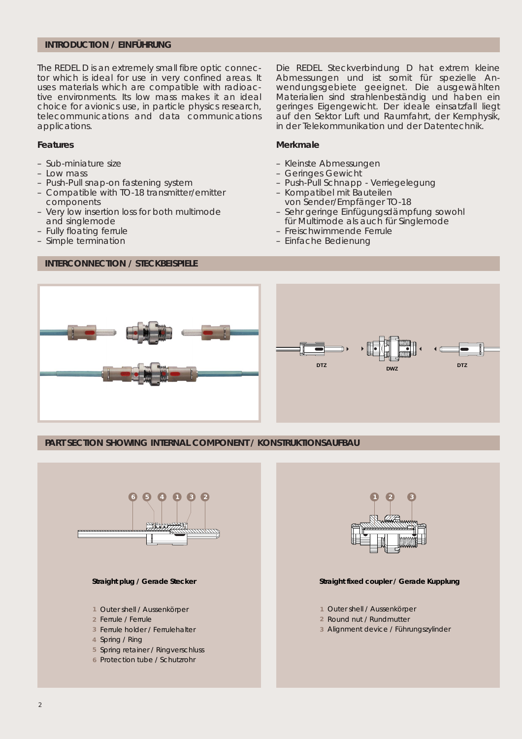## INTRODUCTION / EINFÜHRUNG

The REDEL D is an extremely small fibre optic connector which is ideal for use in very confined areas. It uses materials which are compatible with radioactive environments. Its low mass makes it an ideal choice for avionics use, in particle physics research, telecommunications and data communications applications.

### Features

- Sub-miniature size
- Low mass
- Push-Pull snap-on fastening system
- Compatible with TO-18 transmitter/emitter components
- Very low insertion loss for both multimode and singlemode
- Fully floating ferrule
- Simple termination

Die REDEL Steckverbindung D hat extrem kleine Abmessungen und ist somit für spezielle Anwendungsgebiete geeignet. Die ausgewählten Materialien sind strahlenbeständig und haben ein geringes Eigengewicht. Der ideale einsatzfall liegt auf den Sektor Luft und Raumfahrt, der Kernphysik, in der Telekommunikation und der Datentechnik.

### Merkmale

- Kleinste Abmessungen
- Geringes Gewicht
- Push-Pull Schnapp - Verriegelegung
- Kompatibel mit Bauteilen von Sender/Empfänger TO-18
- Sehr geringe Einfügungsdämpfung sowohl für Multimode als auch für Singlemode
- Freischwimmende Ferrule
- Einfache Bedienung

## INTERCONNECTION / STECKBEISPIELE

DTZ DWZ DTZ

## PART SECTION SHOWING INTERNAL COMPONENT / KONSTRUKTIONSAUFBAU

**Straight plug / Gerade Stecker**

1. Outer shell / Aussenkörper
2. Ferrule / Ferrule
3. Ferrule holder / Ferrulehalter
4. Spring / Ring
5. Spring retainer / Ringverschluss
6. Protection tube / Schutzrohr

**Straight fixed coupler / Gerade Kupplung**

1. Outer shell / Aussenkörper
2. Round nut / Rundmutter
3. Alignment device / Führungszylinder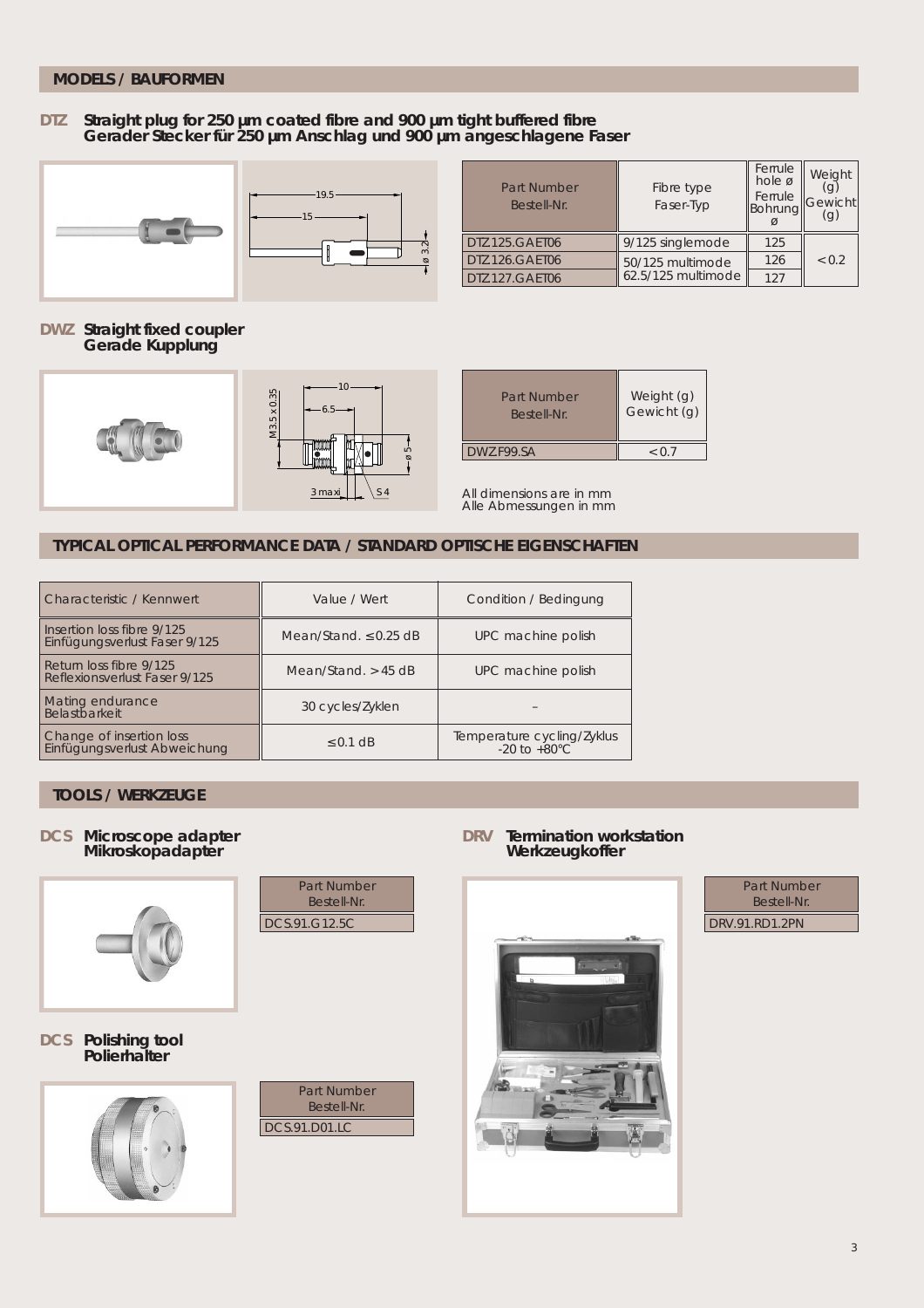## MODELS / BAUFORMEN

### DTZ Straight plug for 250 µm coated fibre and 900 µm tight buffered fibre
### Gerader Stecker für 250 µm Anschlag und 900 µm angeschlagene Faser

| Part Number Bestell-Nr. | Fibre type Faser-Typ | Ferrule hole ø Ferrule Bohrung ø | Weight (g) Gewicht (g) |
|---|---|---|---|
| DTZ.125.GAET06 | 9/125 singlemode | 125 | < 0.2 |
| DTZ.126.GAET06 | 50/125 multimode | 126 | |
| DTZ.127.GAET06 | 62.5/125 multimode | 127 | |

### DWZ Straight fixed coupler
### Gerade Kupplung

| Part Number Bestell-Nr. | Weight (g) Gewicht (g) |
|---|---|
| DWZ.F99.SA | < 0.7 |

All dimensions are in mm
Alle Abmessungen in mm

## TYPICAL OPTICAL PERFORMANCE DATA / STANDARD OPTISCHE EIGENSCHAFTEN

| Characteristic / Kennwert | Value / Wert | Condition / Bedingung |
|---|---|---|
| Insertion loss fibre 9/125 Einfügungsverlust Faser 9/125 | Mean/Stand. ≤ 0.25 dB | UPC machine polish |
| Return loss fibre 9/125 Reflexionsverlust Faser 9/125 | Mean/Stand. > 45 dB | UPC machine polish |
| Mating endurance Belastbarkeit | 30 cycles/Zyklen | – |
| Change of insertion loss Einfügungsverlust Abweichung | ≤ 0.1 dB | Temperature cycling/Zyklus -20 to +80°C |

## TOOLS / WERKZEUGE

### DCS Microscope adapter
### Mikroskopadapter

| Part Number Bestell-Nr. |
|---|
| DCS.91.G12.5C |

### DCS Polishing tool
### Polierhalter

| Part Number Bestell-Nr. |
|---|
| DCS.91.D01.LC |

### DRV Termination workstation
### Werkzeugkoffer

| Part Number Bestell-Nr. |
|---|
| DRV.91.RD1.2PN |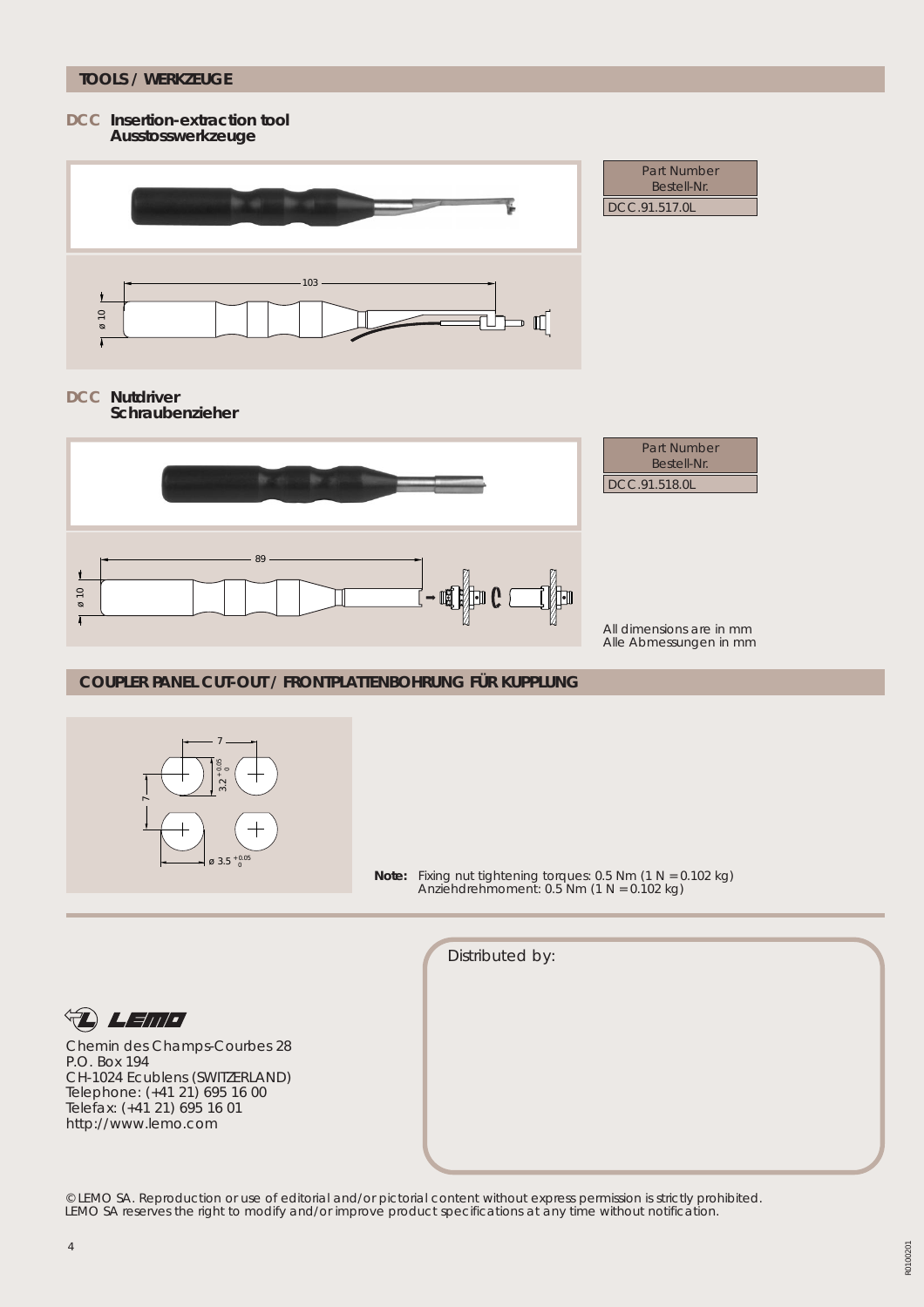## TOOLS / WERKZEUGE

### DCC Insertion-extraction tool
### Ausstosswerkzeuge

103

ø 10

| Part Number<br>Bestell-Nr. |
|---|
| DCC.91.517.0L |

### DCC Nutdriver
### Schraubenzieher

89

ø 10

| Part Number<br>Bestell-Nr. |
|---|
| DCC.91.518.0L |

All dimensions are in mm
Alle Abmessungen in mm

## COUPLER PANEL CUT-OUT / FRONTPLATTENBOHRUNG FÜR KUPPLUNG

7

7

$3.2^{+0.05}_{0}$

$ø\ 3.5^{+0.05}_{0}$

**Note:** Fixing nut tightening torques: 0.5 Nm (1 N = 0.102 kg)
Anziehdrehmoment: 0.5 Nm (1 N = 0.102 kg)

Distributed by:

LEMO

Chemin des Champs-Courbes 28
P.O. Box 194
CH-1024 Ecublens (SWITZERLAND)
Telephone: (+41 21) 695 16 00
Telefax: (+41 21) 695 16 01
http://www.lemo.com

© LEMO SA. Reproduction or use of editorial and/or pictorial content without express permission is strictly prohibited.
LEMO SA reserves the right to modify and/or improve product specifications at any time without notification.

R0100201